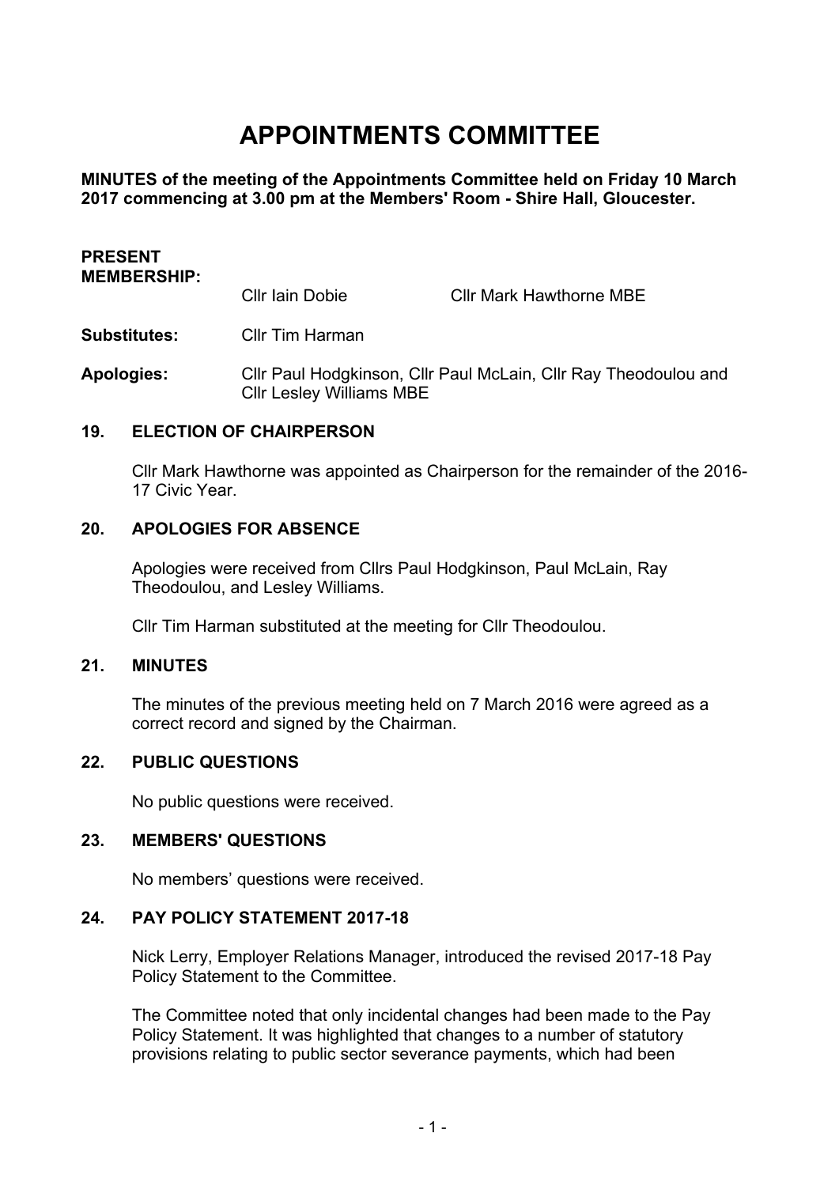# APPOINTMENTS COMMITTEE

**MINUTES of the meeting of the Appointments Committee held on Friday 10 March 2017 commencing at 3.00 pm at the Members' Room - Shire Hall, Gloucester.**

**PRESENT MEMBERSHIP:** Cllr Iain Dobie, Cllr Mark Hawthorne MBE

**Substitutes:** Cllr Tim Harman

**Apologies:** Cllr Paul Hodgkinson, Cllr Paul McLain, Cllr Ray Theodoulou and Cllr Lesley Williams MBE

## 19. ELECTION OF CHAIRPERSON

Cllr Mark Hawthorne was appointed as Chairperson for the remainder of the 2016-17 Civic Year.

## 20. APOLOGIES FOR ABSENCE

Apologies were received from Cllrs Paul Hodgkinson, Paul McLain, Ray Theodoulou, and Lesley Williams.

Cllr Tim Harman substituted at the meeting for Cllr Theodoulou.

## 21. MINUTES

The minutes of the previous meeting held on 7 March 2016 were agreed as a correct record and signed by the Chairman.

## 22. PUBLIC QUESTIONS

No public questions were received.

## 23. MEMBERS' QUESTIONS

No members' questions were received.

## 24. PAY POLICY STATEMENT 2017-18

Nick Lerry, Employer Relations Manager, introduced the revised 2017-18 Pay Policy Statement to the Committee.

The Committee noted that only incidental changes had been made to the Pay Policy Statement. It was highlighted that changes to a number of statutory provisions relating to public sector severance payments, which had been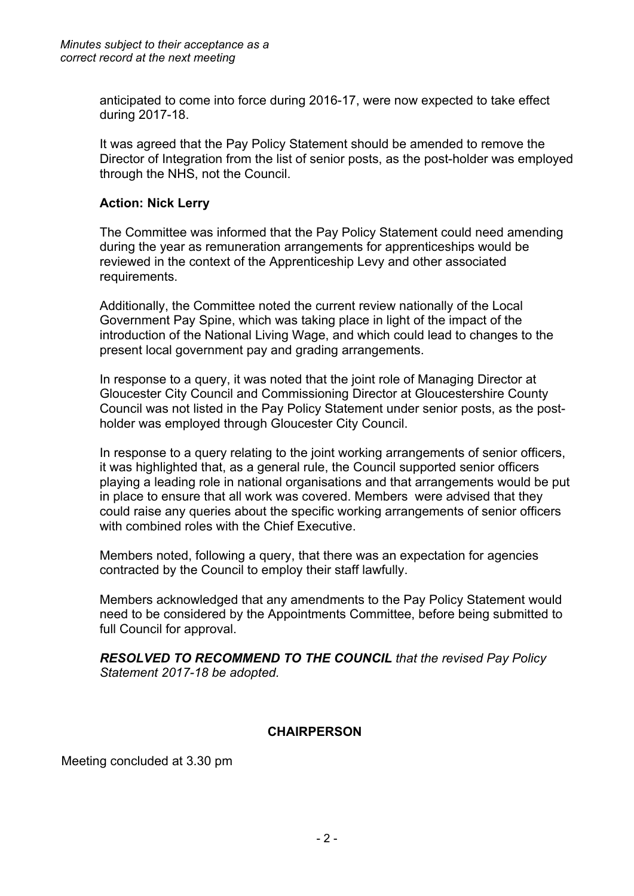*Minutes subject to their acceptance as a correct record at the next meeting*

anticipated to come into force during 2016-17, were now expected to take effect during 2017-18.

It was agreed that the Pay Policy Statement should be amended to remove the Director of Integration from the list of senior posts, as the post-holder was employed through the NHS, not the Council.

**Action: Nick Lerry**

The Committee was informed that the Pay Policy Statement could need amending during the year as remuneration arrangements for apprenticeships would be reviewed in the context of the Apprenticeship Levy and other associated requirements.

Additionally, the Committee noted the current review nationally of the Local Government Pay Spine, which was taking place in light of the impact of the introduction of the National Living Wage, and which could lead to changes to the present local government pay and grading arrangements.

In response to a query, it was noted that the joint role of Managing Director at Gloucester City Council and Commissioning Director at Gloucestershire County Council was not listed in the Pay Policy Statement under senior posts, as the post-holder was employed through Gloucester City Council.

In response to a query relating to the joint working arrangements of senior officers, it was highlighted that, as a general rule, the Council supported senior officers playing a leading role in national organisations and that arrangements would be put in place to ensure that all work was covered. Members were advised that they could raise any queries about the specific working arrangements of senior officers with combined roles with the Chief Executive.

Members noted, following a query, that there was an expectation for agencies contracted by the Council to employ their staff lawfully.

Members acknowledged that any amendments to the Pay Policy Statement would need to be considered by the Appointments Committee, before being submitted to full Council for approval.

***RESOLVED TO RECOMMEND TO THE COUNCIL** that the revised Pay Policy Statement 2017-18 be adopted.*

**CHAIRPERSON**

Meeting concluded at 3.30 pm